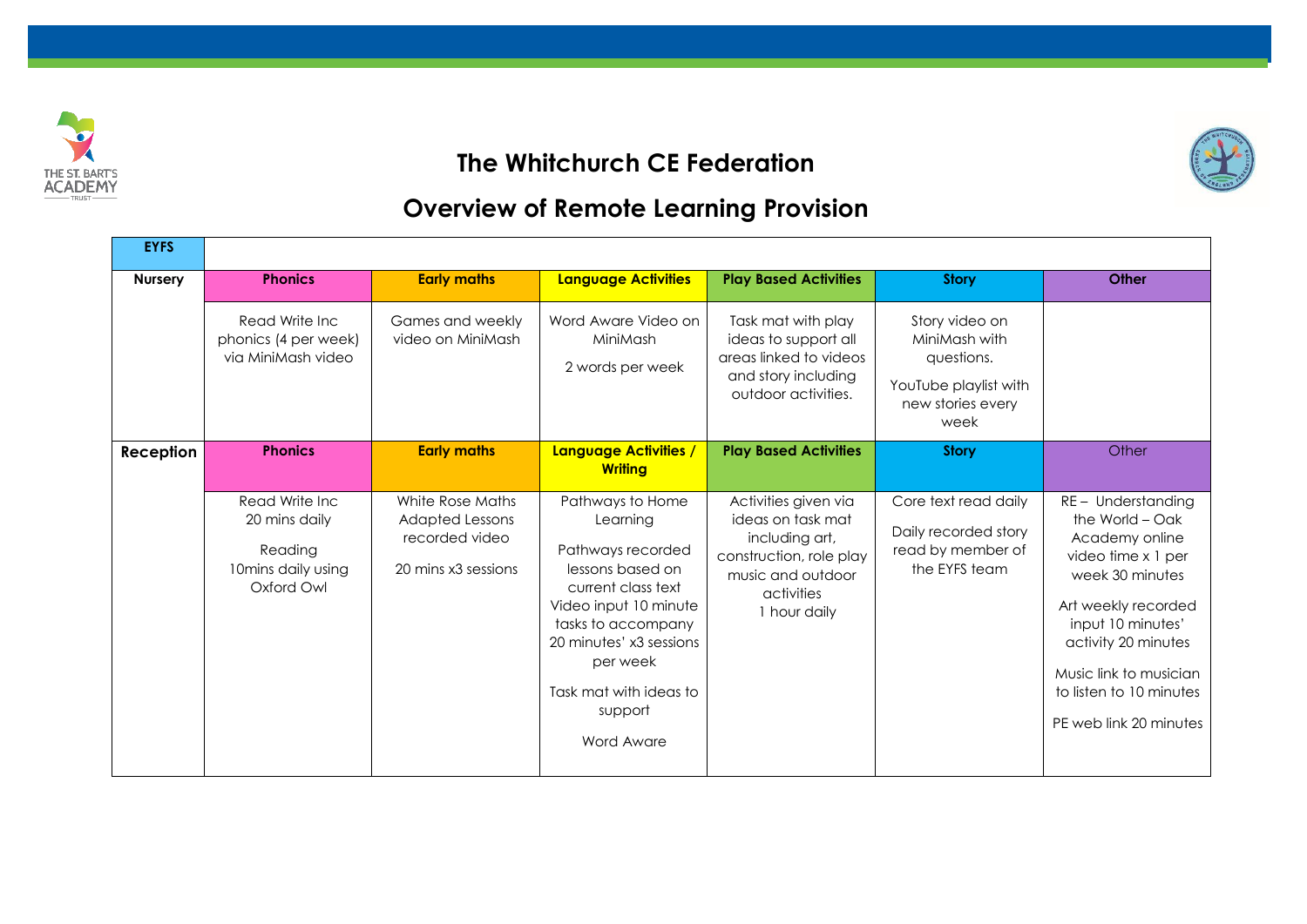# The Whitchurch CE Federation

## Overview of Remote Learning Provision

| EYFS | | | | | | |
|---|---|---|---|---|---|---|
| **Nursery** | **Phonics** | **Early maths** | **Language Activities** | **Play Based Activities** | **Story** | **Other** |
| | Read Write Inc phonics (4 per week) via MiniMash video | Games and weekly video on MiniMash | Word Aware Video on MiniMash<br><br>2 words per week | Task mat with play ideas to support all areas linked to videos and story including outdoor activities. | Story video on MiniMash with questions.<br><br>YouTube playlist with new stories every week | |
| **Reception** | **Phonics** | **Early maths** | **Language Activities / Writing** | **Play Based Activities** | **Story** | Other |
| | Read Write Inc 20 mins daily<br><br>Reading 10mins daily using Oxford Owl | White Rose Maths Adapted Lessons recorded video<br><br>20 mins x3 sessions | Pathways to Home Learning<br><br>Pathways recorded lessons based on current class text Video input 10 minute tasks to accompany 20 minutes' x3 sessions per week<br><br>Task mat with ideas to support<br><br>Word Aware | Activities given via ideas on task mat including art, construction, role play music and outdoor activities 1 hour daily | Core text read daily<br><br>Daily recorded story read by member of the EYFS team | RE – Understanding the World – Oak Academy online video time x 1 per week 30 minutes<br><br>Art weekly recorded input 10 minutes' activity 20 minutes<br><br>Music link to musician to listen to 10 minutes<br><br>PE web link 20 minutes |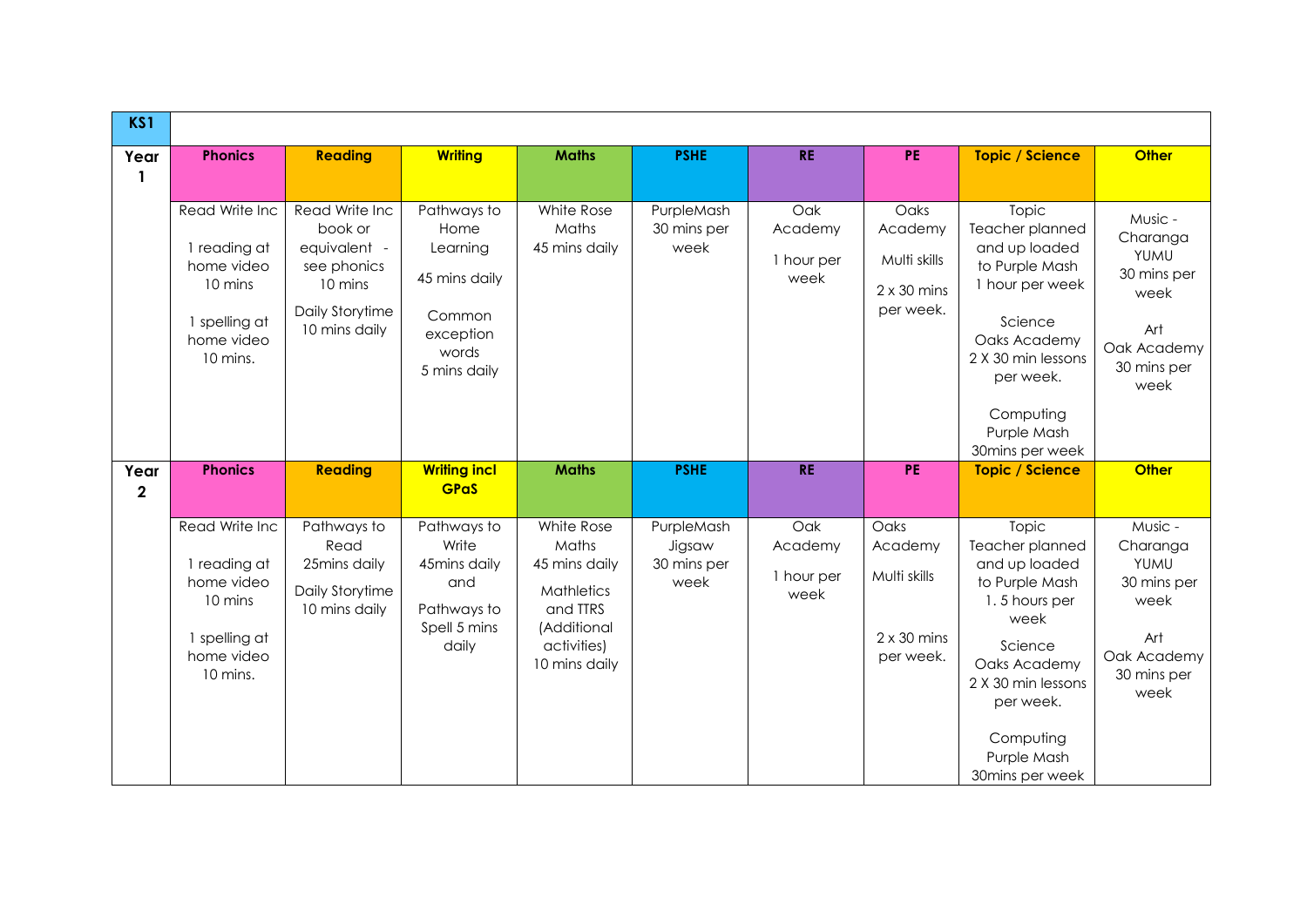| KS1 | | | | | | | | | |
|---|---|---|---|---|---|---|---|---|---|
| **Year 1** | **Phonics** | **Reading** | **Writing** | **Maths** | **PSHE** | **RE** | **PE** | **Topic / Science** | **Other** |
| | Read Write Inc<br><br>1 reading at home video 10 mins<br><br>1 spelling at home video 10 mins. | Read Write Inc book or equivalent - see phonics 10 mins<br><br>Daily Storytime 10 mins daily | Pathways to Home Learning<br><br>45 mins daily<br><br>Common exception words 5 mins daily | White Rose Maths 45 mins daily | PurpleMash 30 mins per week | Oak Academy<br><br>1 hour per week | Oaks Academy<br><br>Multi skills<br><br>2 x 30 mins per week. | Topic Teacher planned and up loaded to Purple Mash 1 hour per week<br><br>Science Oaks Academy 2 X 30 min lessons per week.<br><br>Computing Purple Mash 30mins per week | Music - Charanga YUMU 30 mins per week<br><br>Art Oak Academy 30 mins per week |
| **Year 2** | **Phonics** | **Reading** | **Writing incl GPaS** | **Maths** | **PSHE** | **RE** | **PE** | **Topic / Science** | **Other** |
| | Read Write Inc<br><br>1 reading at home video 10 mins<br><br>1 spelling at home video 10 mins. | Pathways to Read 25mins daily<br><br>Daily Storytime 10 mins daily | Pathways to Write 45mins daily and<br><br>Pathways to Spell 5 mins daily | White Rose Maths 45 mins daily<br><br>Mathletics and TTRS (Additional activities) 10 mins daily | PurpleMash Jigsaw 30 mins per week | Oak Academy<br><br>1 hour per week | Oaks Academy<br><br>Multi skills<br><br>2 x 30 mins per week. | Topic Teacher planned and up loaded to Purple Mash 1. 5 hours per week<br><br>Science Oaks Academy 2 X 30 min lessons per week.<br><br>Computing Purple Mash 30mins per week | Music - Charanga YUMU 30 mins per week<br><br>Art Oak Academy 30 mins per week |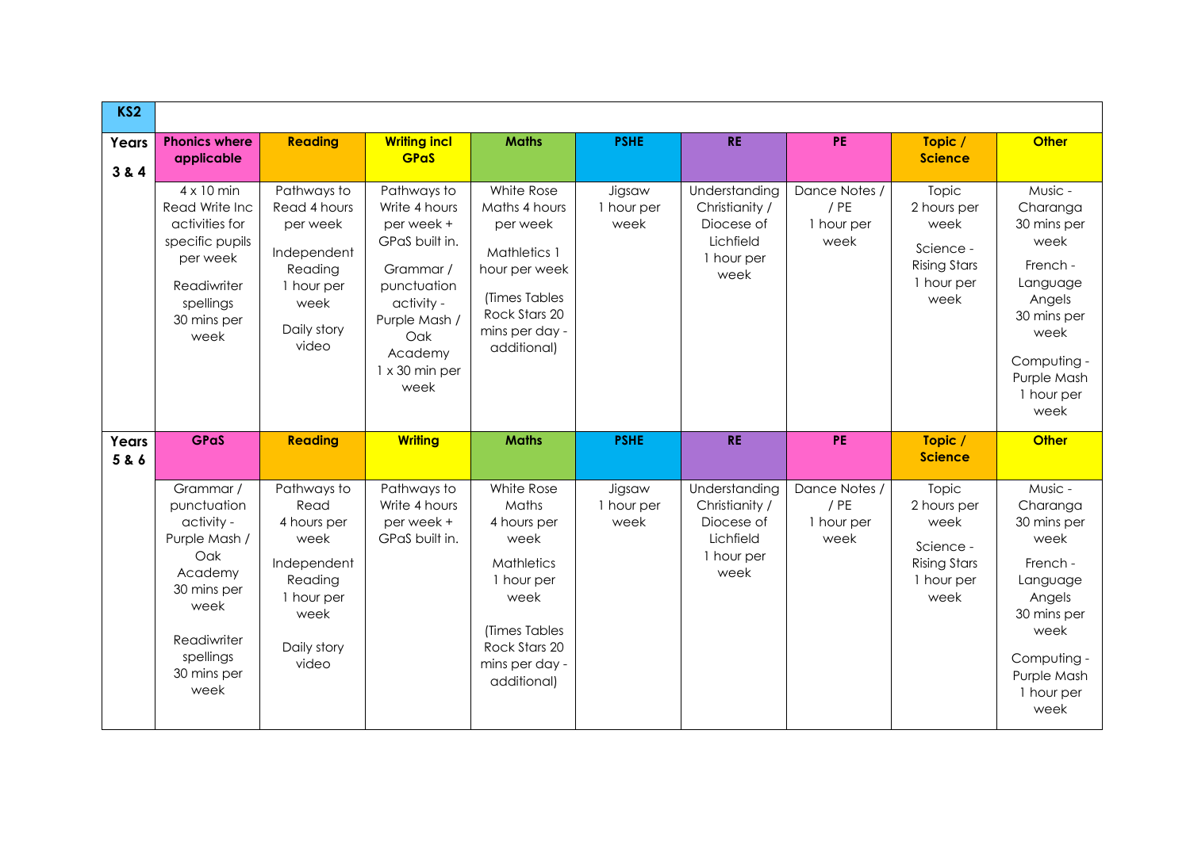| KS2 | | | | | | | | | |
|---|---|---|---|---|---|---|---|---|---|
| **Years 3 & 4** | **Phonics where applicable** | **Reading** | **Writing incl GPaS** | **Maths** | **PSHE** | **RE** | **PE** | **Topic / Science** | **Other** |
| | 4 x 10 min Read Write Inc activities for specific pupils per week<br><br>Readiwriter spellings 30 mins per week | Pathways to Read 4 hours per week<br><br>Independent Reading 1 hour per week<br><br>Daily story video | Pathways to Write 4 hours per week + GPaS built in.<br><br>Grammar / punctuation activity - Purple Mash / Oak Academy 1 x 30 min per week | White Rose Maths 4 hours per week<br><br>Mathletics 1 hour per week<br><br>(Times Tables Rock Stars 20 mins per day - additional) | Jigsaw 1 hour per week | Understanding Christianity / Diocese of Lichfield 1 hour per week | Dance Notes / / PE 1 hour per week | Topic 2 hours per week<br><br>Science - Rising Stars 1 hour per week | Music - Charanga 30 mins per week<br><br>French - Language Angels 30 mins per week<br><br>Computing - Purple Mash 1 hour per week |
| **Years 5 & 6** | **GPaS** | **Reading** | **Writing** | **Maths** | **PSHE** | **RE** | **PE** | **Topic / Science** | **Other** |
| | Grammar / punctuation activity - Purple Mash / Oak Academy 30 mins per week<br><br>Readiwriter spellings 30 mins per week | Pathways to Read 4 hours per week<br><br>Independent Reading 1 hour per week<br><br>Daily story video | Pathways to Write 4 hours per week + GPaS built in. | White Rose Maths 4 hours per week<br><br>Mathletics 1 hour per week<br><br>(Times Tables Rock Stars 20 mins per day - additional) | Jigsaw 1 hour per week | Understanding Christianity / Diocese of Lichfield 1 hour per week | Dance Notes / / PE 1 hour per week | Topic 2 hours per week<br><br>Science - Rising Stars 1 hour per week | Music - Charanga 30 mins per week<br><br>French - Language Angels 30 mins per week<br><br>Computing - Purple Mash 1 hour per week |